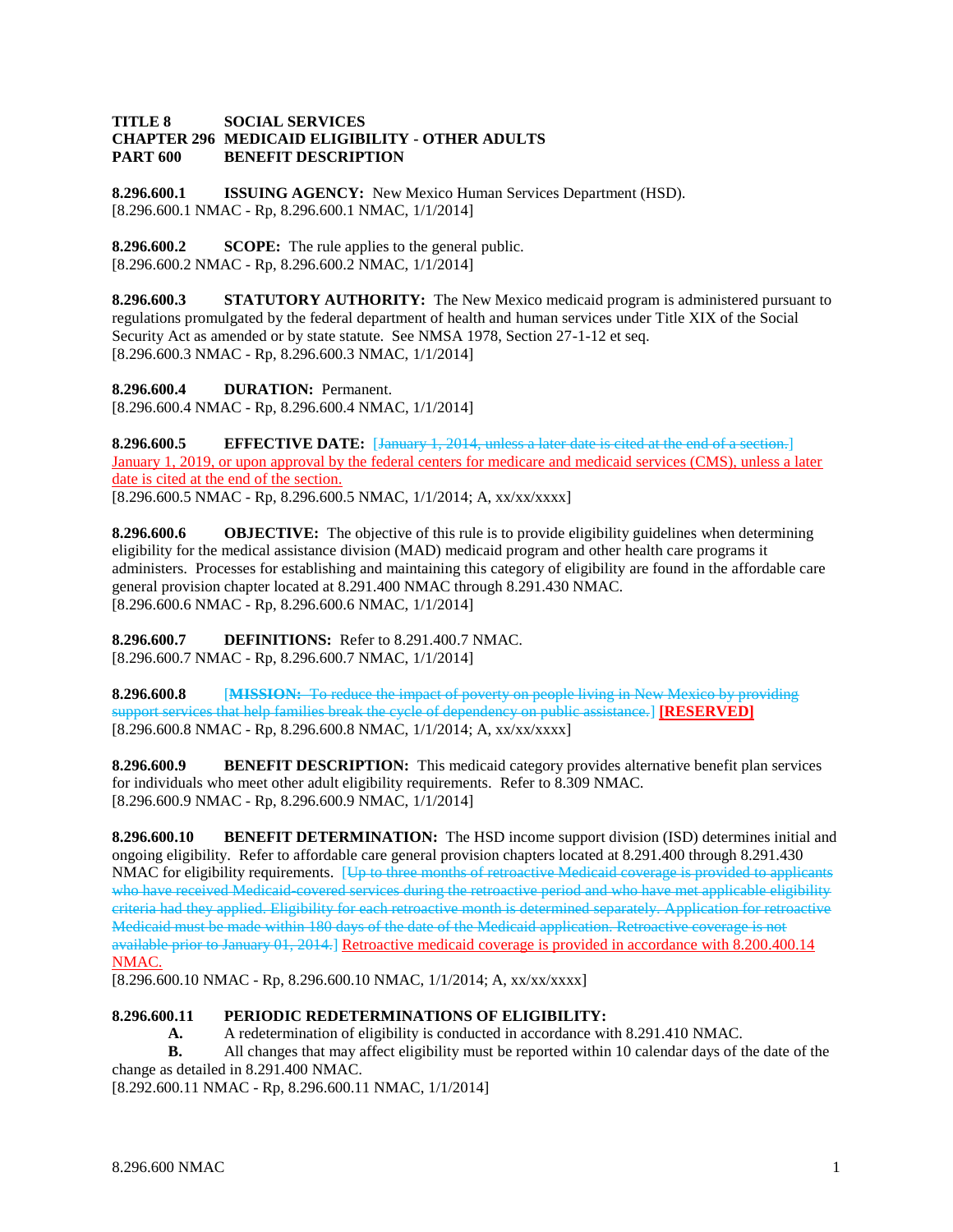**TITLE 8 SOCIAL SERVICES**
**CHAPTER 296 MEDICAID ELIGIBILITY - OTHER ADULTS**
**PART 600 BENEFIT DESCRIPTION**

**8.296.600.1 ISSUING AGENCY:** New Mexico Human Services Department (HSD).
[8.296.600.1 NMAC - Rp, 8.296.600.1 NMAC, 1/1/2014]

**8.296.600.2 SCOPE:** The rule applies to the general public.
[8.296.600.2 NMAC - Rp, 8.296.600.2 NMAC, 1/1/2014]

**8.296.600.3 STATUTORY AUTHORITY:** The New Mexico medicaid program is administered pursuant to regulations promulgated by the federal department of health and human services under Title XIX of the Social Security Act as amended or by state statute. See NMSA 1978, Section 27-1-12 et seq.
[8.296.600.3 NMAC - Rp, 8.296.600.3 NMAC, 1/1/2014]

**8.296.600.4 DURATION:** Permanent.
[8.296.600.4 NMAC - Rp, 8.296.600.4 NMAC, 1/1/2014]

**8.296.600.5 EFFECTIVE DATE:** [~~January 1, 2014, unless a later date is cited at the end of a section.~~] <u>January 1, 2019, or upon approval by the federal centers for medicare and medicaid services (CMS), unless a later date is cited at the end of the section.</u>
[8.296.600.5 NMAC - Rp, 8.296.600.5 NMAC, 1/1/2014; A, xx/xx/xxxx]

**8.296.600.6 OBJECTIVE:** The objective of this rule is to provide eligibility guidelines when determining eligibility for the medical assistance division (MAD) medicaid program and other health care programs it administers. Processes for establishing and maintaining this category of eligibility are found in the affordable care general provision chapter located at 8.291.400 NMAC through 8.291.430 NMAC.
[8.296.600.6 NMAC - Rp, 8.296.600.6 NMAC, 1/1/2014]

**8.296.600.7 DEFINITIONS:** Refer to 8.291.400.7 NMAC.
[8.296.600.7 NMAC - Rp, 8.296.600.7 NMAC, 1/1/2014]

**8.296.600.8** [~~**MISSION:** To reduce the impact of poverty on people living in New Mexico by providing support services that help families break the cycle of dependency on public assistance.~~] **<u>[RESERVED]</u>**
[8.296.600.8 NMAC - Rp, 8.296.600.8 NMAC, 1/1/2014; A, xx/xx/xxxx]

**8.296.600.9 BENEFIT DESCRIPTION:** This medicaid category provides alternative benefit plan services for individuals who meet other adult eligibility requirements. Refer to 8.309 NMAC.
[8.296.600.9 NMAC - Rp, 8.296.600.9 NMAC, 1/1/2014]

**8.296.600.10 BENEFIT DETERMINATION:** The HSD income support division (ISD) determines initial and ongoing eligibility. Refer to affordable care general provision chapters located at 8.291.400 through 8.291.430 NMAC for eligibility requirements. [~~Up to three months of retroactive Medicaid coverage is provided to applicants who have received Medicaid-covered services during the retroactive period and who have met applicable eligibility criteria had they applied. Eligibility for each retroactive month is determined separately. Application for retroactive Medicaid must be made within 180 days of the date of the Medicaid application. Retroactive coverage is not available prior to January 01, 2014.~~] <u>Retroactive medicaid coverage is provided in accordance with 8.200.400.14 NMAC.</u>
[8.296.600.10 NMAC - Rp, 8.296.600.10 NMAC, 1/1/2014; A, xx/xx/xxxx]

**8.296.600.11 PERIODIC REDETERMINATIONS OF ELIGIBILITY:**
**A.** A redetermination of eligibility is conducted in accordance with 8.291.410 NMAC.
**B.** All changes that may affect eligibility must be reported within 10 calendar days of the date of the change as detailed in 8.291.400 NMAC.
[8.292.600.11 NMAC - Rp, 8.296.600.11 NMAC, 1/1/2014]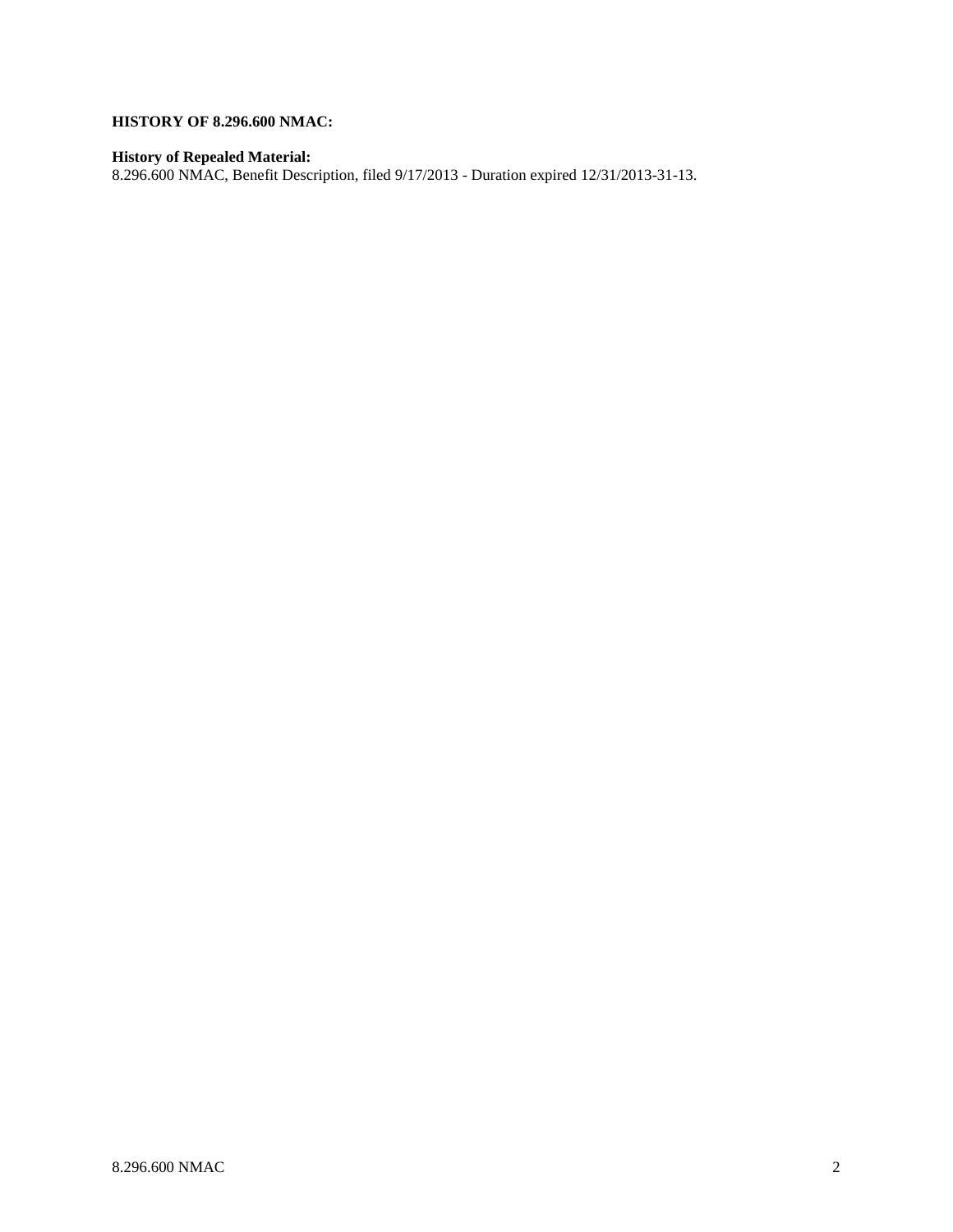**HISTORY OF 8.296.600 NMAC:**

**History of Repealed Material:**
8.296.600 NMAC, Benefit Description, filed 9/17/2013 - Duration expired 12/31/2013-31-13.